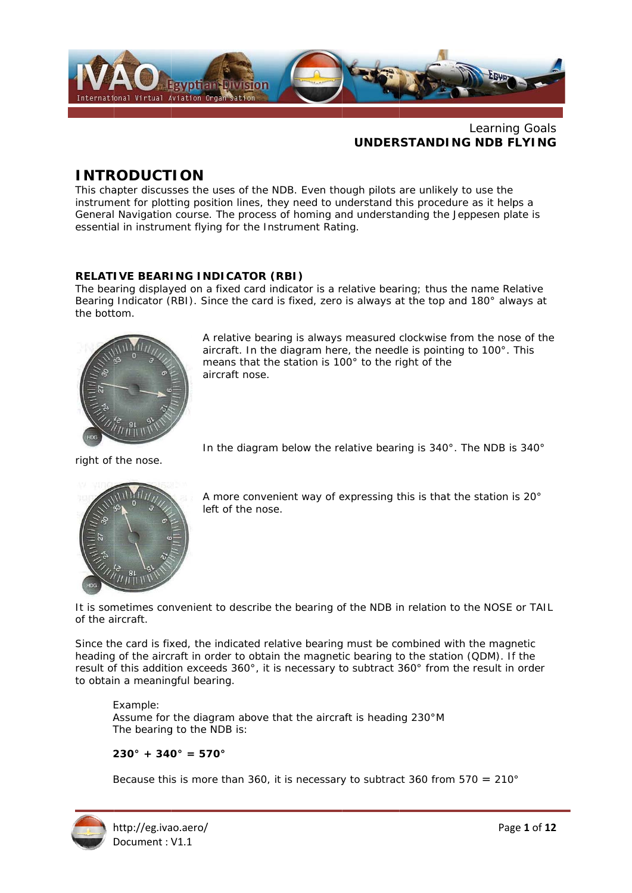Learning Goals
**UNDERSTANDING NDB FLYING**

# INTRODUCTION

This chapter discusses the uses of the NDB. Even though pilots are unlikely to use the instrument for plotting position lines, they need to understand this procedure as it helps a General Navigation course. The process of homing and understanding the Jeppesen plate is essential in instrument flying for the Instrument Rating.

### RELATIVE BEARING INDICATOR (RBI)

The bearing displayed on a fixed card indicator is a relative bearing; thus the name Relative Bearing Indicator (RBI). Since the card is fixed, zero is always at the top and 180° always at the bottom.

A relative bearing is always measured clockwise from the nose of the aircraft. In the diagram here, the needle is pointing to 100°. This means that the station is 100° to the right of the aircraft nose.

In the diagram below the relative bearing is 340°. The NDB is 340° right of the nose.

A more convenient way of expressing this is that the station is 20° left of the nose.

It is sometimes convenient to describe the bearing of the NDB in relation to the NOSE or TAIL of the aircraft.

Since the card is fixed, the indicated relative bearing must be combined with the magnetic heading of the aircraft in order to obtain the magnetic bearing to the station (QDM). If the result of this addition exceeds 360°, it is necessary to subtract 360° from the result in order to obtain a meaningful bearing.

> Example:
> Assume for the diagram above that the aircraft is heading 230°M
> The bearing to the NDB is:
>
> **230° + 340° = 570°**
>
> Because this is more than 360, it is necessary to subtract 360 from 570 = 210°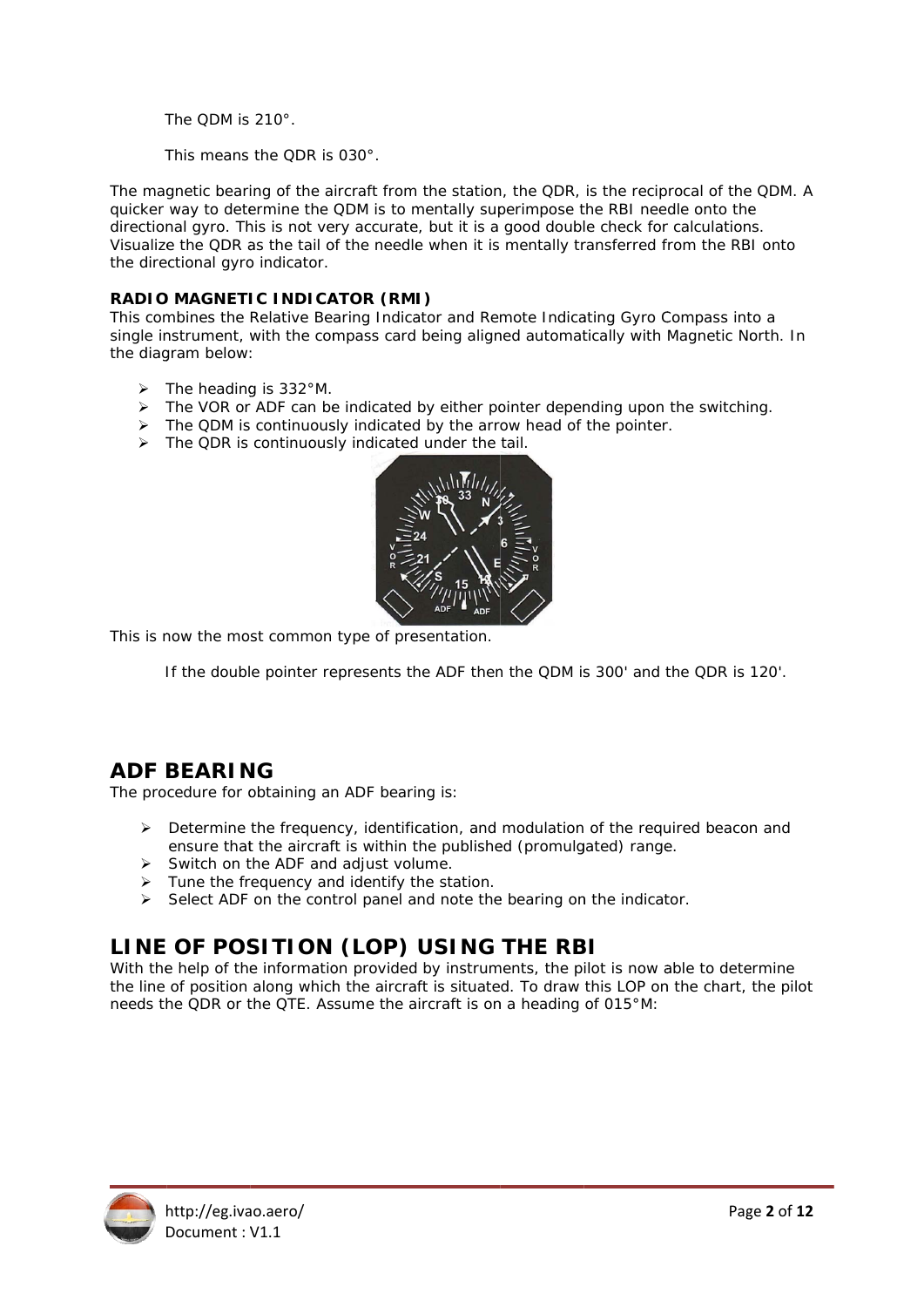The QDM is 210°.

This means the QDR is 030°.

The magnetic bearing of the aircraft from the station, the QDR, is the reciprocal of the QDM. A quicker way to determine the QDM is to mentally superimpose the RBI needle onto the directional gyro. This is not very accurate, but it is a good double check for calculations. Visualize the QDR as the tail of the needle when it is mentally transferred from the RBI onto the directional gyro indicator.

**RADIO MAGNETIC INDICATOR (RMI)**

This combines the Relative Bearing Indicator and Remote Indicating Gyro Compass into a single instrument, with the compass card being aligned automatically with Magnetic North. In the diagram below:

- The heading is 332°M.
- The VOR or ADF can be indicated by either pointer depending upon the switching.
- The QDM is continuously indicated by the arrow head of the pointer.
- The QDR is continuously indicated under the tail.

This is now the most common type of presentation.

If the double pointer represents the ADF then the QDM is 300' and the QDR is 120'.

## ADF BEARING

The procedure for obtaining an ADF bearing is:

- Determine the frequency, identification, and modulation of the required beacon and ensure that the aircraft is within the published (promulgated) range.
- Switch on the ADF and adjust volume.
- Tune the frequency and identify the station.
- Select ADF on the control panel and note the bearing on the indicator.

## LINE OF POSITION (LOP) USING THE RBI

With the help of the information provided by instruments, the pilot is now able to determine the line of position along which the aircraft is situated. To draw this LOP on the chart, the pilot needs the QDR or the QTE. Assume the aircraft is on a heading of 015°M: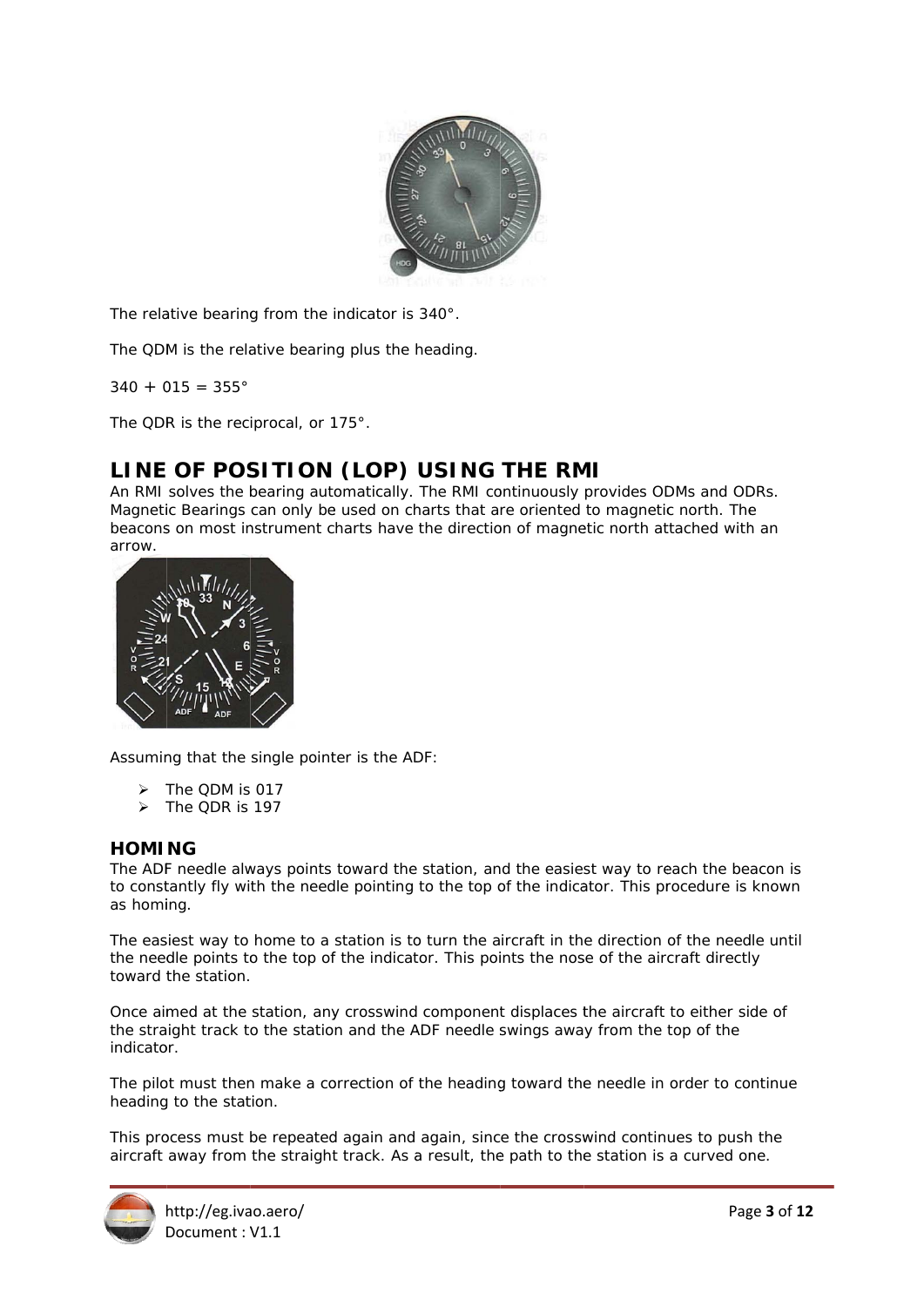The relative bearing from the indicator is 340°.

The QDM is the relative bearing plus the heading.

340 + 015 = 355°

The QDR is the reciprocal, or 175°.

## LINE OF POSITION (LOP) USING THE RMI

An RMI solves the bearing automatically. The RMI continuously provides ODMs and ODRs. Magnetic Bearings can only be used on charts that are oriented to magnetic north. The beacons on most instrument charts have the direction of magnetic north attached with an arrow.

Assuming that the single pointer is the ADF:

- The QDM is 017
- The QDR is 197

### HOMING

The ADF needle always points toward the station, and the easiest way to reach the beacon is to constantly fly with the needle pointing to the top of the indicator. This procedure is known as homing.

The easiest way to home to a station is to turn the aircraft in the direction of the needle until the needle points to the top of the indicator. This points the nose of the aircraft directly toward the station.

Once aimed at the station, any crosswind component displaces the aircraft to either side of the straight track to the station and the ADF needle swings away from the top of the indicator.

The pilot must then make a correction of the heading toward the needle in order to continue heading to the station.

This process must be repeated again and again, since the crosswind continues to push the aircraft away from the straight track. As a result, the path to the station is a curved one.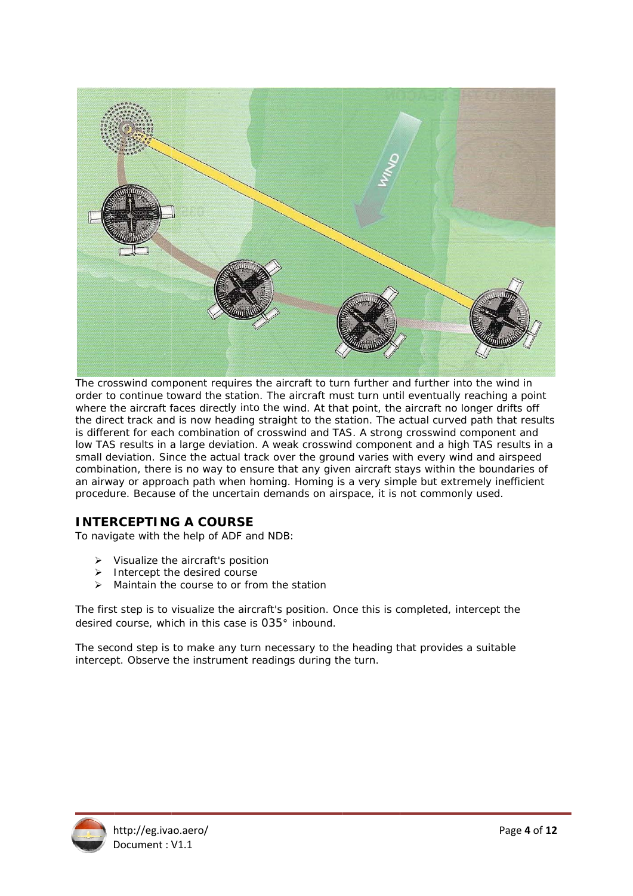The crosswind component requires the aircraft to turn further and further into the wind in order to continue toward the station. The aircraft must turn until eventually reaching a point where the aircraft faces directly into the wind. At that point, the aircraft no longer drifts off the direct track and is now heading straight to the station. The actual curved path that results is different for each combination of crosswind and TAS. A strong crosswind component and low TAS results in a large deviation. A weak crosswind component and a high TAS results in a small deviation. Since the actual track over the ground varies with every wind and airspeed combination, there is no way to ensure that any given aircraft stays within the boundaries of an airway or approach path when homing. Homing is a very simple but extremely inefficient procedure. Because of the uncertain demands on airspace, it is not commonly used.

## INTERCEPTING A COURSE

To navigate with the help of ADF and NDB:

- Visualize the aircraft's position
- Intercept the desired course
- Maintain the course to or from the station

The first step is to visualize the aircraft's position. Once this is completed, intercept the desired course, which in this case is 035° inbound.

The second step is to make any turn necessary to the heading that provides a suitable intercept. Observe the instrument readings during the turn.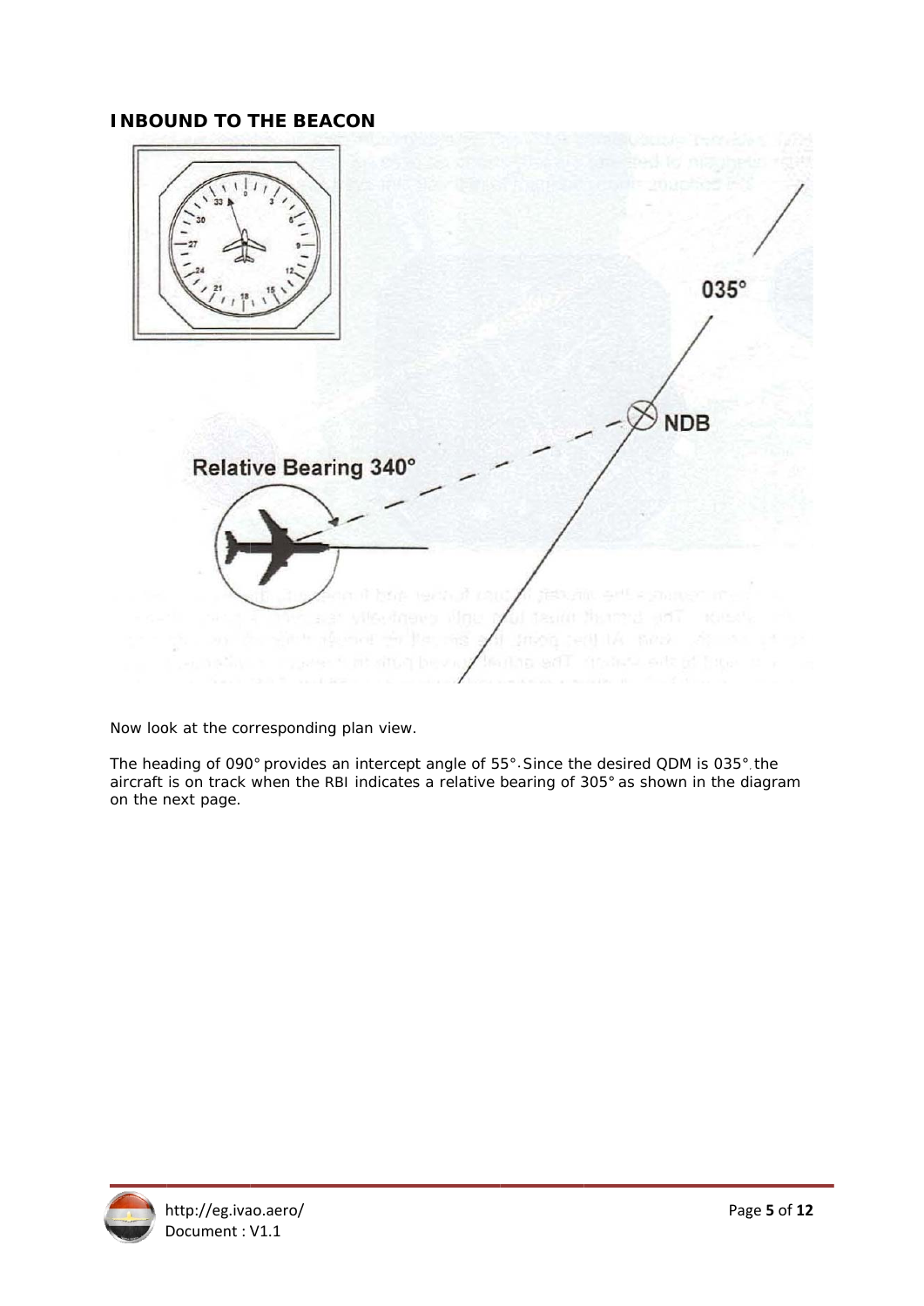## INBOUND TO THE BEACON

Now look at the corresponding plan view.

The heading of 090° provides an intercept angle of 55°. Since the desired QDM is 035° the aircraft is on track when the RBI indicates a relative bearing of 305° as shown in the diagram on the next page.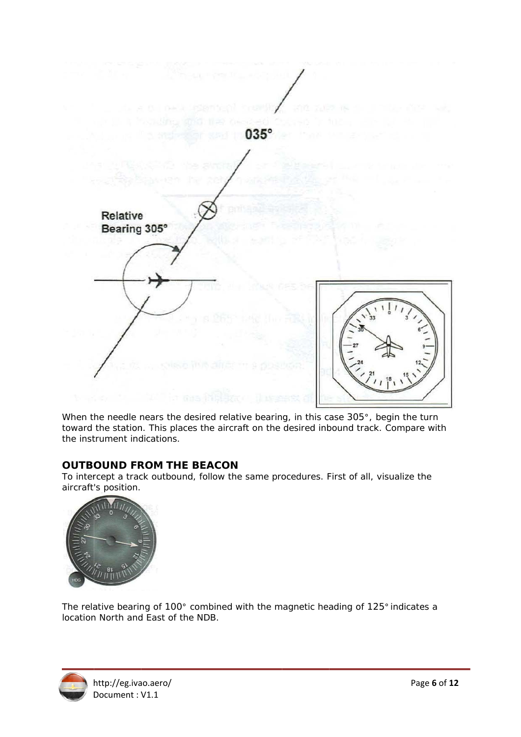When the needle nears the desired relative bearing, in this case 305°, begin the turn toward the station. This places the aircraft on the desired inbound track. Compare with the instrument indications.

### OUTBOUND FROM THE BEACON

To intercept a track outbound, follow the same procedures. First of all, visualize the aircraft's position.

The relative bearing of 100° combined with the magnetic heading of 125° indicates a location North and East of the NDB.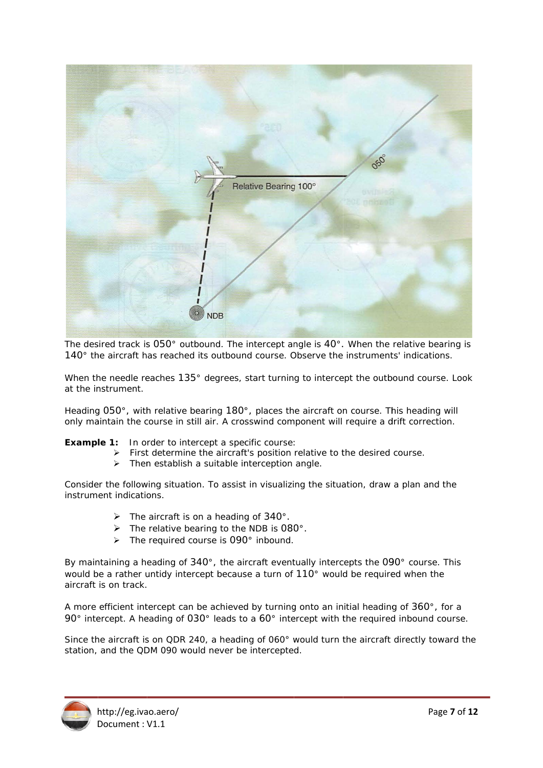The desired track is 050° outbound. The intercept angle is 40°. When the relative bearing is 140° the aircraft has reached its outbound course. Observe the instruments' indications.

When the needle reaches 135° degrees, start turning to intercept the outbound course. Look at the instrument.

Heading 050°, with relative bearing 180°, places the aircraft on course. This heading will only maintain the course in still air. A crosswind component will require a drift correction.

**Example 1:** In order to intercept a specific course:

- First determine the aircraft's position relative to the desired course.
- Then establish a suitable interception angle.

Consider the following situation. To assist in visualizing the situation, draw a plan and the instrument indications.

- The aircraft is on a heading of 340°.
- The relative bearing to the NDB is 080°.
- The required course is 090° inbound.

By maintaining a heading of 340°, the aircraft eventually intercepts the 090° course. This would be a rather untidy intercept because a turn of 110° would be required when the aircraft is on track.

A more efficient intercept can be achieved by turning onto an initial heading of 360°, for a 90° intercept. A heading of 030° leads to a 60° intercept with the required inbound course.

Since the aircraft is on QDR 240, a heading of 060° would turn the aircraft directly toward the station, and the QDM 090 would never be intercepted.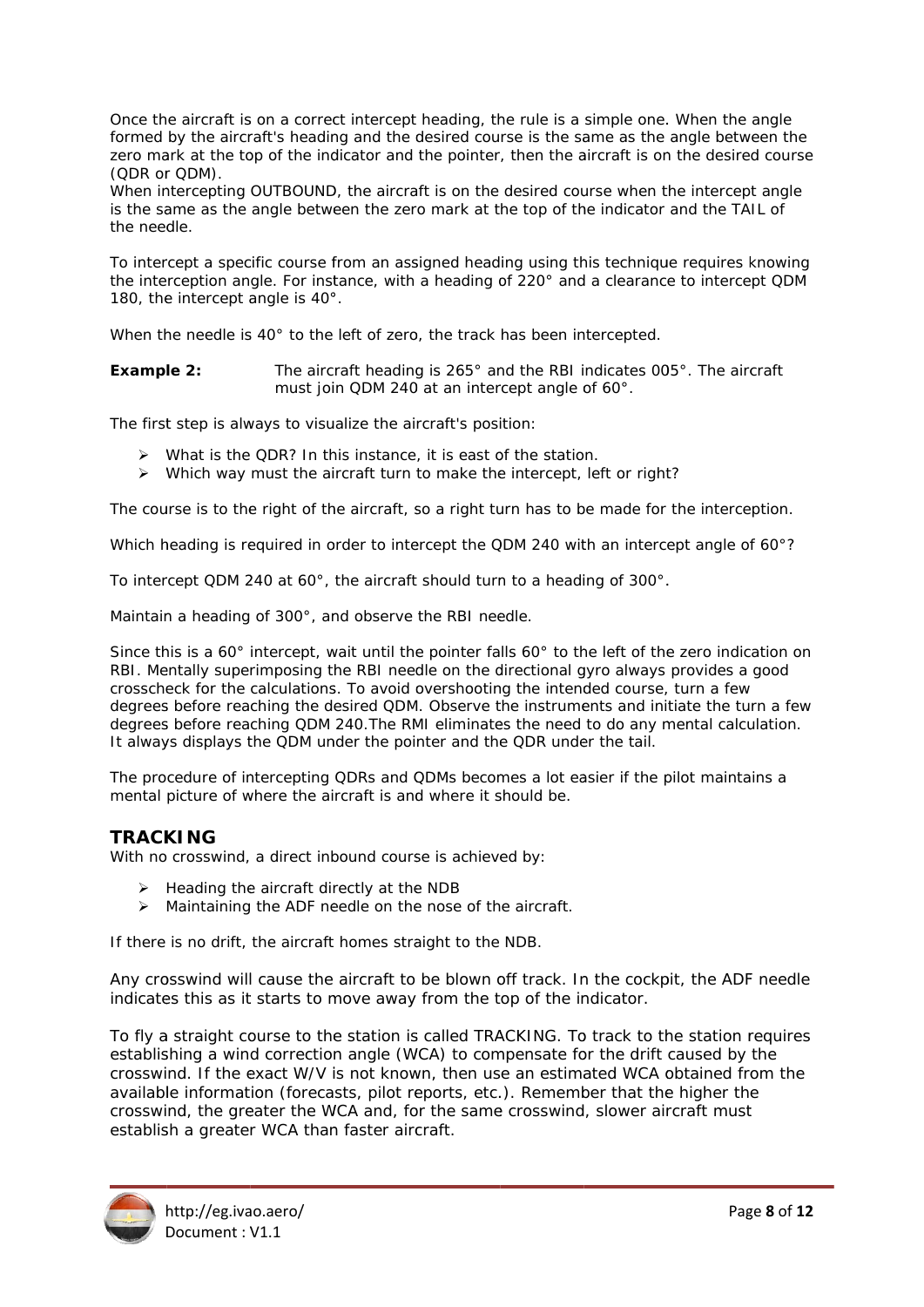Once the aircraft is on a correct intercept heading, the rule is a simple one. When the angle formed by the aircraft's heading and the desired course is the same as the angle between the zero mark at the top of the indicator and the pointer, then the aircraft is on the desired course (QDR or QDM).
When intercepting OUTBOUND, the aircraft is on the desired course when the intercept angle is the same as the angle between the zero mark at the top of the indicator and the TAIL of the needle.

To intercept a specific course from an assigned heading using this technique requires knowing the interception angle. For instance, with a heading of 220° and a clearance to intercept QDM 180, the intercept angle is 40°.

When the needle is 40° to the left of zero, the track has been intercepted.

**Example 2:** The aircraft heading is 265° and the RBI indicates 005°. The aircraft must join QDM 240 at an intercept angle of 60°.

The first step is always to visualize the aircraft's position:

- What is the QDR? In this instance, it is east of the station.
- Which way must the aircraft turn to make the intercept, left or right?

The course is to the right of the aircraft, so a right turn has to be made for the interception.

Which heading is required in order to intercept the QDM 240 with an intercept angle of 60°?

To intercept QDM 240 at 60°, the aircraft should turn to a heading of 300°.

Maintain a heading of 300°, and observe the RBI needle.

Since this is a 60° intercept, wait until the pointer falls 60° to the left of the zero indication on RBI. Mentally superimposing the RBI needle on the directional gyro always provides a good crosscheck for the calculations. To avoid overshooting the intended course, turn a few degrees before reaching the desired QDM. Observe the instruments and initiate the turn a few degrees before reaching QDM 240.The RMI eliminates the need to do any mental calculation. It always displays the QDM under the pointer and the QDR under the tail.

The procedure of intercepting QDRs and QDMs becomes a lot easier if the pilot maintains a mental picture of where the aircraft is and where it should be.

## TRACKING

With no crosswind, a direct inbound course is achieved by:

- Heading the aircraft directly at the NDB
- Maintaining the ADF needle on the nose of the aircraft.

If there is no drift, the aircraft homes straight to the NDB.

Any crosswind will cause the aircraft to be blown off track. In the cockpit, the ADF needle indicates this as it starts to move away from the top of the indicator.

To fly a straight course to the station is called TRACKING. To track to the station requires establishing a wind correction angle (WCA) to compensate for the drift caused by the crosswind. If the exact W/V is not known, then use an estimated WCA obtained from the available information (forecasts, pilot reports, etc.). Remember that the higher the crosswind, the greater the WCA and, for the same crosswind, slower aircraft must establish a greater WCA than faster aircraft.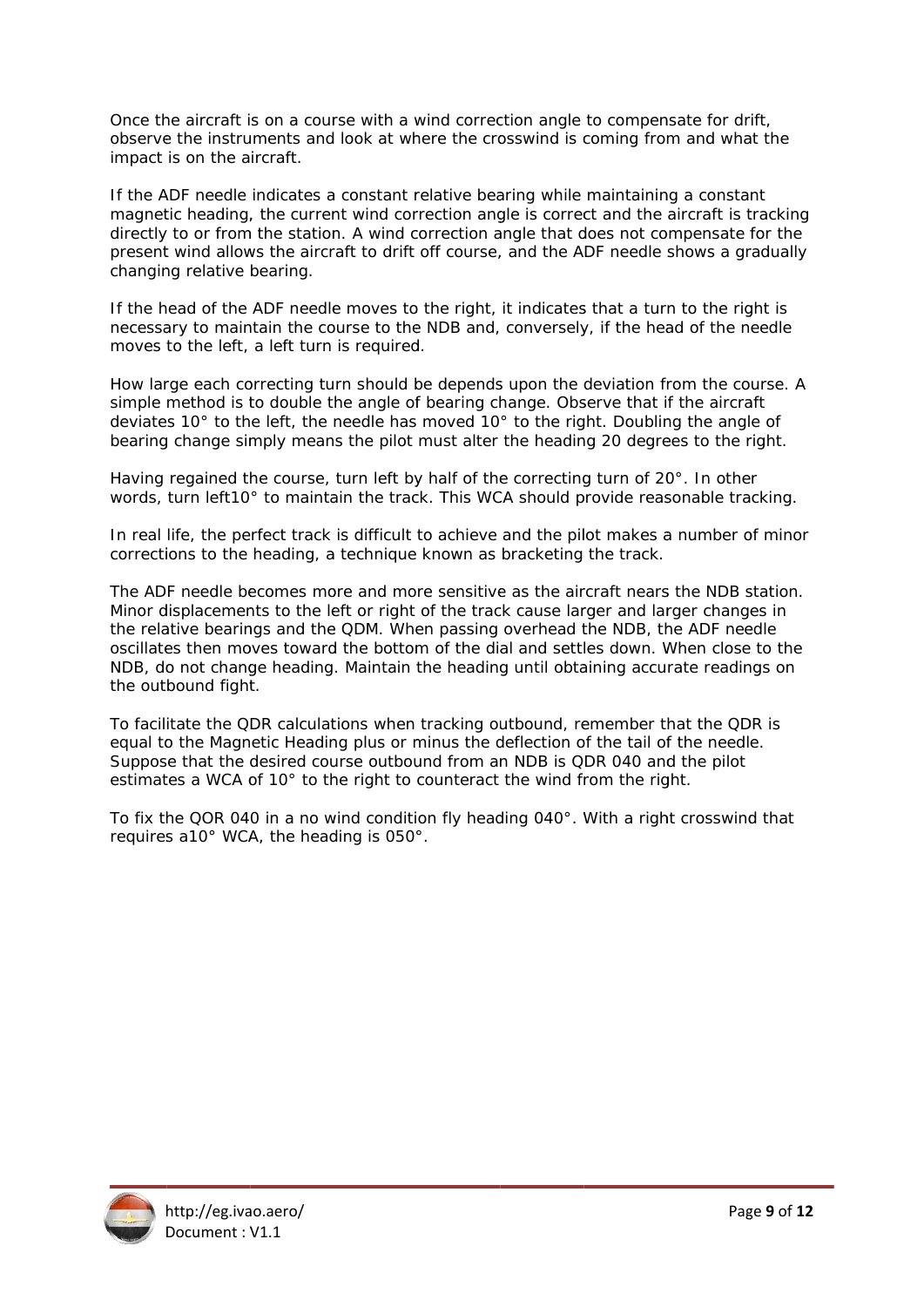Once the aircraft is on a course with a wind correction angle to compensate for drift, observe the instruments and look at where the crosswind is coming from and what the impact is on the aircraft.

If the ADF needle indicates a constant relative bearing while maintaining a constant magnetic heading, the current wind correction angle is correct and the aircraft is tracking directly to or from the station. A wind correction angle that does not compensate for the present wind allows the aircraft to drift off course, and the ADF needle shows a gradually changing relative bearing.

If the head of the ADF needle moves to the right, it indicates that a turn to the right is necessary to maintain the course to the NDB and, conversely, if the head of the needle moves to the left, a left turn is required.

How large each correcting turn should be depends upon the deviation from the course. A simple method is to double the angle of bearing change. Observe that if the aircraft deviates 10° to the left, the needle has moved 10° to the right. Doubling the angle of bearing change simply means the pilot must alter the heading 20 degrees to the right.

Having regained the course, turn left by half of the correcting turn of 20°. In other words, turn left10° to maintain the track. This WCA should provide reasonable tracking.

In real life, the perfect track is difficult to achieve and the pilot makes a number of minor corrections to the heading, a technique known as bracketing the track.

The ADF needle becomes more and more sensitive as the aircraft nears the NDB station. Minor displacements to the left or right of the track cause larger and larger changes in the relative bearings and the QDM. When passing overhead the NDB, the ADF needle oscillates then moves toward the bottom of the dial and settles down. When close to the NDB, do not change heading. Maintain the heading until obtaining accurate readings on the outbound fight.

To facilitate the QDR calculations when tracking outbound, remember that the QDR is equal to the Magnetic Heading plus or minus the deflection of the tail of the needle. Suppose that the desired course outbound from an NDB is QDR 040 and the pilot estimates a WCA of 10° to the right to counteract the wind from the right.

To fix the QOR 040 in a no wind condition fly heading 040°. With a right crosswind that requires a10° WCA, the heading is 050°.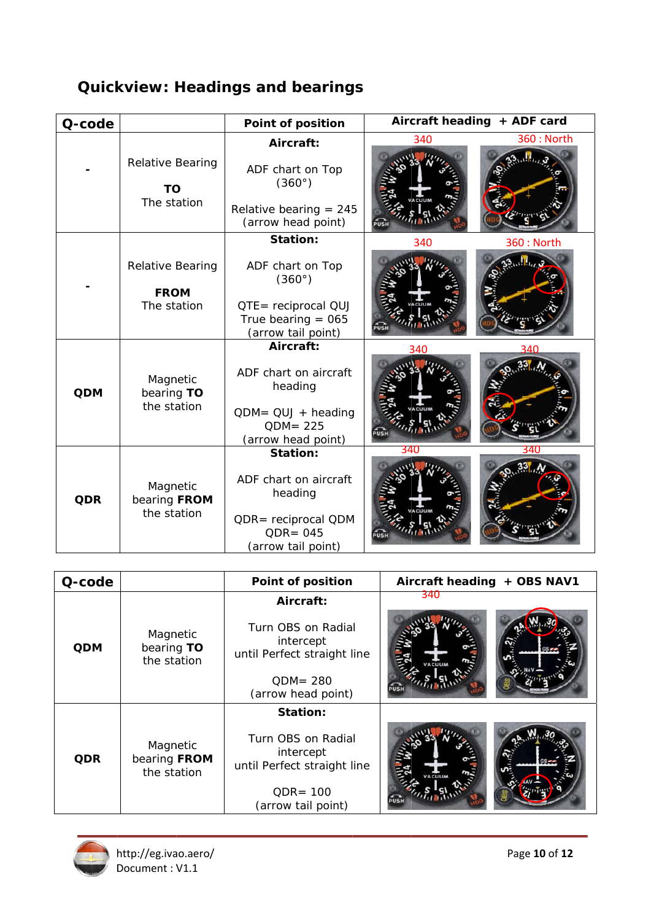## Quickview: Headings and bearings

| Q-code | | Point of position | Aircraft heading + ADF card |
| --- | --- | --- | --- |
| - | Relative Bearing **TO** The station | **Aircraft:** ADF chart on Top (360°) Relative bearing = 245 (arrow head point) | 340 / 360 : North |
| - | Relative Bearing **FROM** The station | **Station:** ADF chart on Top (360°) QTE= reciprocal QUJ True bearing = 065 (arrow tail point) | 340 / 360 : North |
| **QDM** | Magnetic bearing **TO** the station | **Aircraft:** ADF chart on aircraft heading QDM= QUJ + heading QDM= 225 (arrow head point) | 340 / 340 |
| **QDR** | Magnetic bearing **FROM** the station | **Station:** ADF chart on aircraft heading QDR= reciprocal QDM QDR= 045 (arrow tail point) | 340 / 340 |

| Q-code | | Point of position | Aircraft heading + OBS NAV1 |
| --- | --- | --- | --- |
| **QDM** | Magnetic bearing **TO** the station | **Aircraft:** Turn OBS on Radial intercept until Perfect straight line QDM= 280 (arrow head point) | 340 |
| **QDR** | Magnetic bearing **FROM** the station | **Station:** Turn OBS on Radial intercept until Perfect straight line QDR= 100 (arrow tail point) | |

http://eg.ivao.aero/
Document : V1.1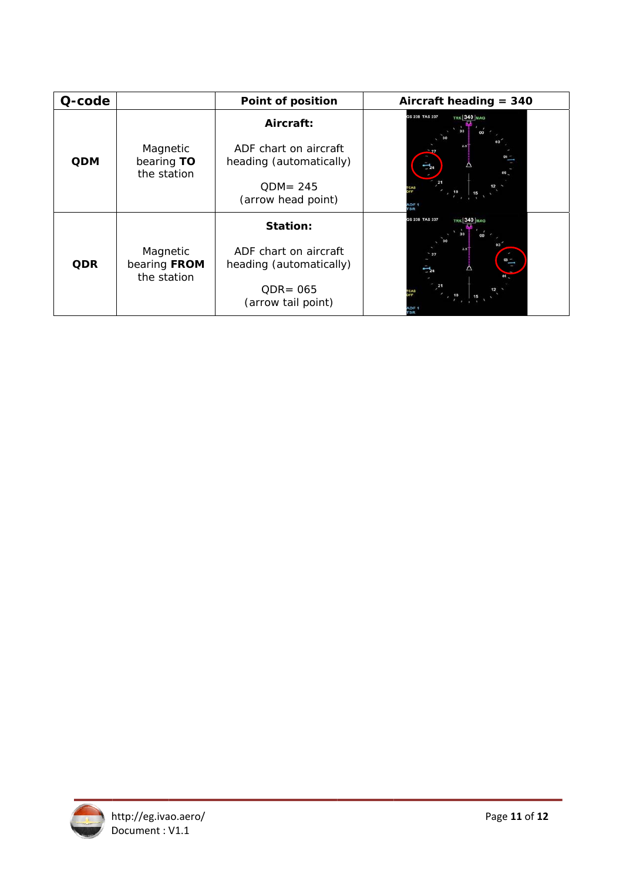| Q-code | | Point of position | Aircraft heading = 340 |
|---|---|---|---|
| **QDM** | Magnetic bearing **TO** the station | **Aircraft:** ADF chart on aircraft heading (automatically) QDM= 245 (arrow head point) | |
| **QDR** | Magnetic bearing **FROM** the station | **Station:** ADF chart on aircraft heading (automatically) QDR= 065 (arrow tail point) | |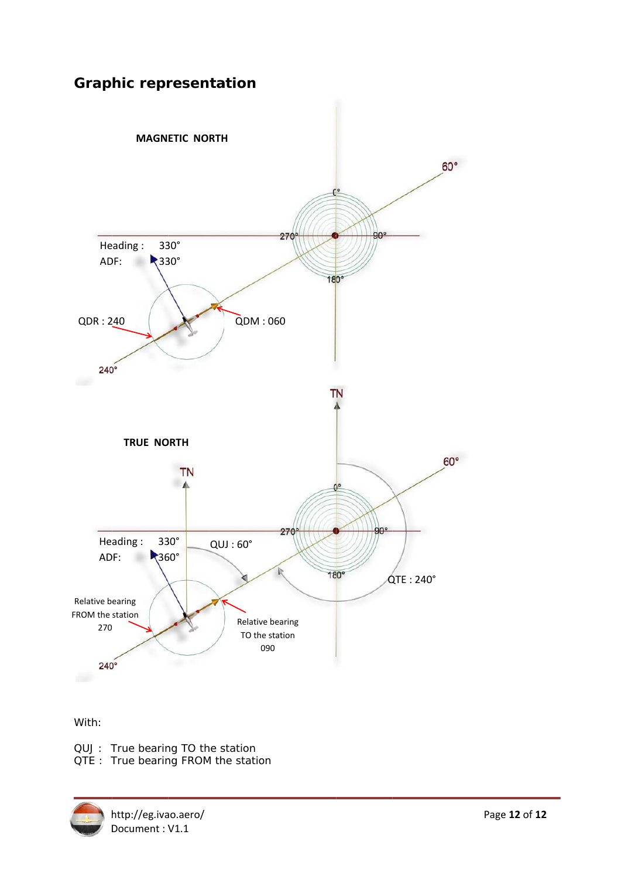## Graphic representation

MAGNETIC NORTH

60°
0°
270°
90°
180°
Heading : 330°
ADF: 330°
QDR : 240
QDM : 060
240°

TN

TRUE NORTH

TN
60°
0°
270°
90°
180°
Heading : 330°
ADF: 360°
QUJ : 60°
QTE : 240°
Relative bearing FROM the station 270
Relative bearing TO the station 090
240°

With:

QUJ : True bearing TO the station
QTE : True bearing FROM the station